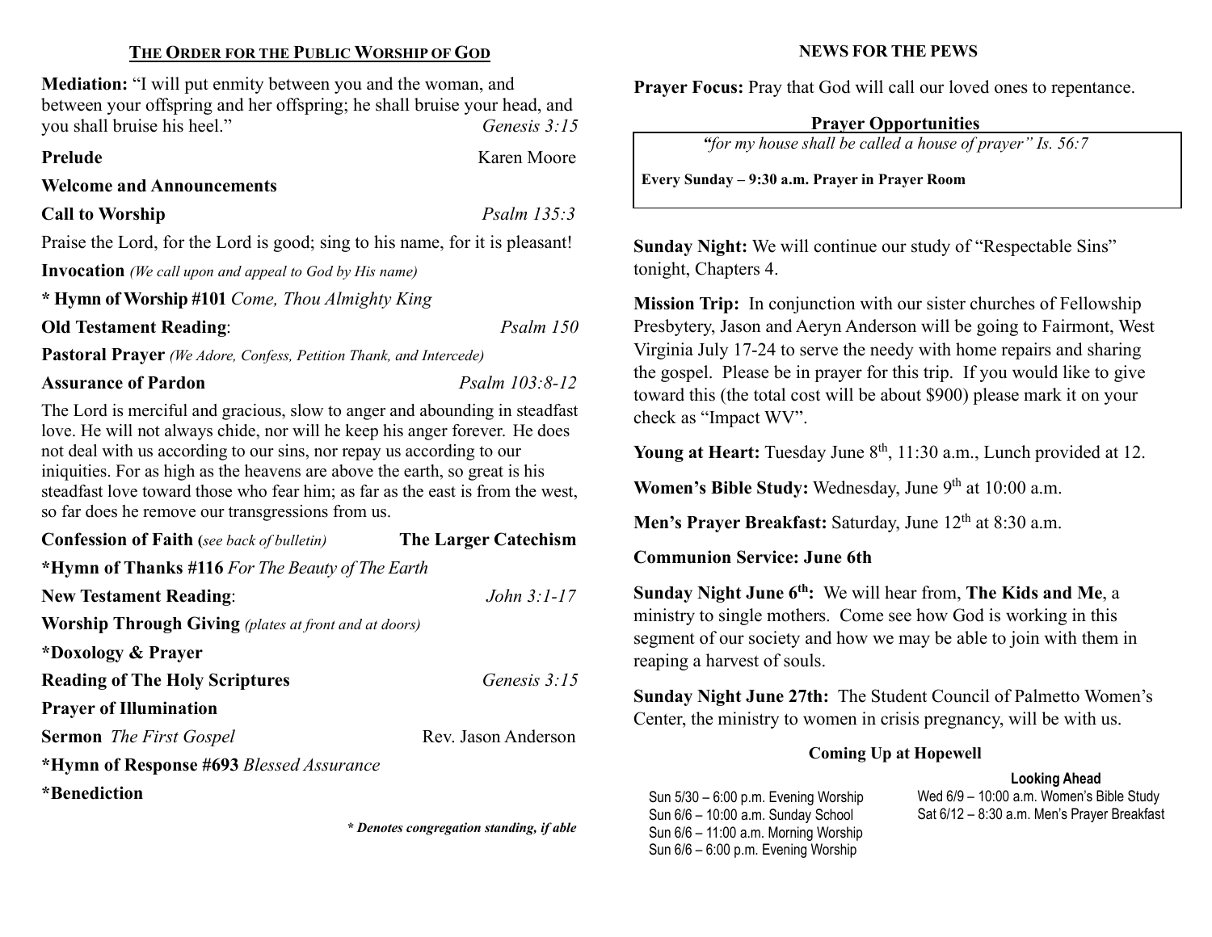## THE ORDER FOR THE PUBLIC WORSHIP OF GOD

**Mediation:** "I will put enmity between you and the woman, and between your offspring and her offspring; he shall bruise your head, and you shall bruise his heel." *Genesis 3:15*

**Prelude** Karen Moore

**Welcome and Announcements**

**Call to Worship** *Psalm 135:3*

Praise the Lord, for the Lord is good; sing to his name, for it is pleasant!

**Invocation** *(We call upon and appeal to God by His name)*

**\* Hymn of Worship #101** *Come, Thou Almighty King*

**Old Testament Reading**: *Psalm 150*

**Pastoral Prayer** *(We Adore, Confess, Petition Thank, and Intercede)*

**Assurance of Pardon** *Psalm 103:8-12*

The Lord is merciful and gracious, slow to anger and abounding in steadfast love. He will not always chide, nor will he keep his anger forever. He does not deal with us according to our sins, nor repay us according to our iniquities. For as high as the heavens are above the earth, so great is his steadfast love toward those who fear him; as far as the east is from the west, so far does he remove our transgressions from us.

**Confession of Faith (***see back of bulletin***)** **The Larger Catechism**

**\*Hymn of Thanks #116** *For The Beauty of The Earth*

**New Testament Reading**: *John 3:1-17*

**Worship Through Giving** *(plates at front and at doors)*

**\*Doxology & Prayer**

**Reading of The Holy Scriptures** *Genesis 3:15*

**Prayer of Illumination**

**Sermon** *The First Gospel* Rev. Jason Anderson

**\*Hymn of Response #693** *Blessed Assurance*

**\*Benediction**

***\* Denotes congregation standing, if able***

## NEWS FOR THE PEWS

**Prayer Focus:** Pray that God will call our loved ones to repentance.

### Prayer Opportunities

*"for my house shall be called a house of prayer" Is. 56:7*

**Every Sunday – 9:30 a.m. Prayer in Prayer Room**

**Sunday Night:** We will continue our study of "Respectable Sins" tonight, Chapters 4.

**Mission Trip:** In conjunction with our sister churches of Fellowship Presbytery, Jason and Aeryn Anderson will be going to Fairmont, West Virginia July 17-24 to serve the needy with home repairs and sharing the gospel. Please be in prayer for this trip. If you would like to give toward this (the total cost will be about $900) please mark it on your check as "Impact WV".

**Young at Heart:** Tuesday June 8th, 11:30 a.m., Lunch provided at 12.

**Women's Bible Study:** Wednesday, June 9th at 10:00 a.m.

**Men's Prayer Breakfast:** Saturday, June 12th at 8:30 a.m.

**Communion Service: June 6th**

**Sunday Night June 6th:** We will hear from, **The Kids and Me**, a ministry to single mothers. Come see how God is working in this segment of our society and how we may be able to join with them in reaping a harvest of souls.

**Sunday Night June 27th:** The Student Council of Palmetto Women's Center, the ministry to women in crisis pregnancy, will be with us.

### Coming Up at Hopewell

Sun 5/30 – 6:00 p.m. Evening Worship
Sun 6/6 – 10:00 a.m. Sunday School
Sun 6/6 – 11:00 a.m. Morning Worship
Sun 6/6 – 6:00 p.m. Evening Worship

**Looking Ahead**

Wed 6/9 – 10:00 a.m. Women's Bible Study
Sat 6/12 – 8:30 a.m. Men's Prayer Breakfast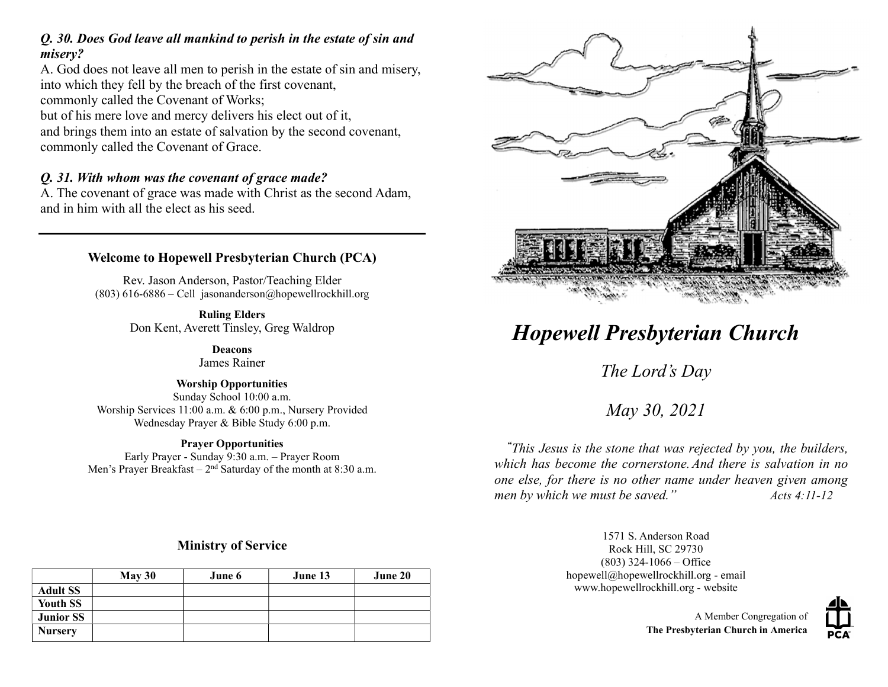***Q. 30. Does God leave all mankind to perish in the estate of sin and misery?***

A. God does not leave all men to perish in the estate of sin and misery, into which they fell by the breach of the first covenant, commonly called the Covenant of Works;
but of his mere love and mercy delivers his elect out of it, and brings them into an estate of salvation by the second covenant, commonly called the Covenant of Grace.

***Q. 31. With whom was the covenant of grace made?***

A. The covenant of grace was made with Christ as the second Adam, and in him with all the elect as his seed.

---

**Welcome to Hopewell Presbyterian Church (PCA)**

Rev. Jason Anderson, Pastor/Teaching Elder
(803) 616-6886 – Cell jasonanderson@hopewellrockhill.org

**Ruling Elders**
Don Kent, Averett Tinsley, Greg Waldrop

**Deacons**
James Rainer

**Worship Opportunities**
Sunday School 10:00 a.m.
Worship Services 11:00 a.m. & 6:00 p.m., Nursery Provided
Wednesday Prayer & Bible Study 6:00 p.m.

**Prayer Opportunities**
Early Prayer - Sunday 9:30 a.m. – Prayer Room
Men's Prayer Breakfast – 2nd Saturday of the month at 8:30 a.m.

**Ministry of Service**

| | May 30 | June 6 | June 13 | June 20 |
|---|---|---|---|---|
| **Adult SS** | | | | |
| **Youth SS** | | | | |
| **Junior SS** | | | | |
| **Nursery** | | | | |

# *Hopewell Presbyterian Church*

*The Lord's Day*

*May 30, 2021*

*"This Jesus is the stone that was rejected by you, the builders, which has become the cornerstone. And there is salvation in no one else, for there is no other name under heaven given among men by which we must be saved."* *Acts 4:11-12*

1571 S. Anderson Road
Rock Hill, SC 29730
(803) 324-1066 – Office
hopewell@hopewellrockhill.org - email
www.hopewellrockhill.org - website

A Member Congregation of
**The Presbyterian Church in America**